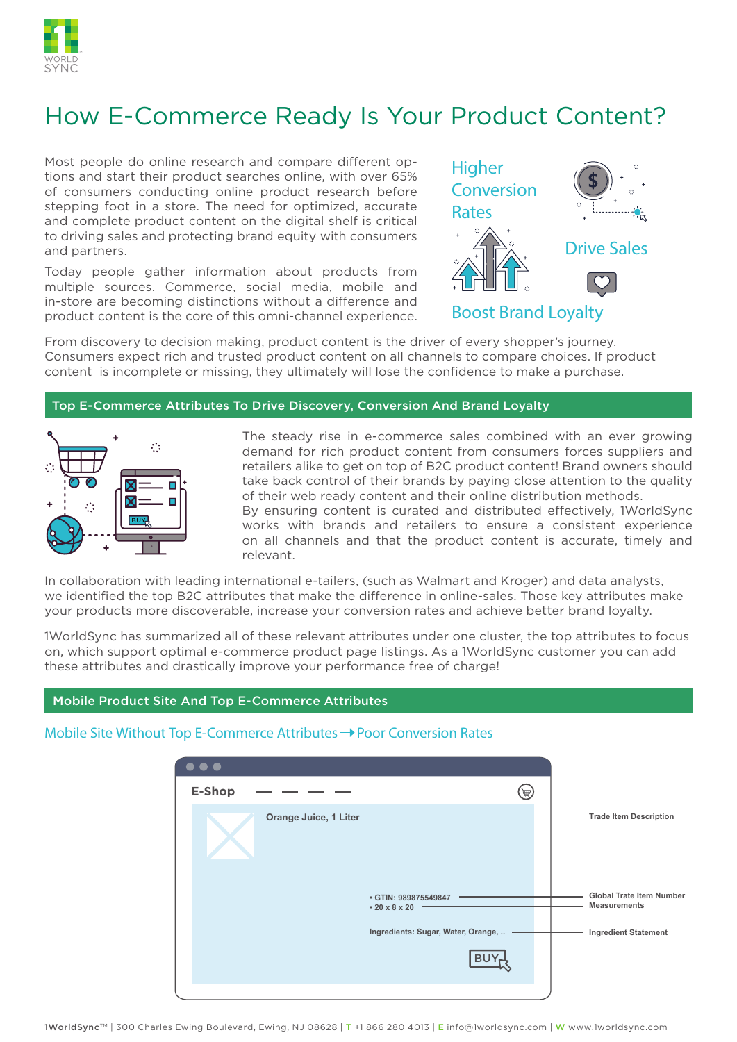# How E-Commerce Ready Is Your Product Content?

Most people do online research and compare different options and start their product searches online, with over 65% of consumers conducting online product research before stepping foot in a store. The need for optimized, accurate and complete product content on the digital shelf is critical to driving sales and protecting brand equity with consumers and partners.

Today people gather information about products from multiple sources. Commerce, social media, mobile and in-store are becoming distinctions without a difference and product content is the core of this omni-channel experience.

Higher Conversion Rates

Drive Sales

Boost Brand Loyalty

From discovery to decision making, product content is the driver of every shopper's journey. Consumers expect rich and trusted product content on all channels to compare choices. If product content is incomplete or missing, they ultimately will lose the confidence to make a purchase.

## Top E-Commerce Attributes To Drive Discovery, Conversion And Brand Loyalty

The steady rise in e-commerce sales combined with an ever growing demand for rich product content from consumers forces suppliers and retailers alike to get on top of B2C product content! Brand owners should take back control of their brands by paying close attention to the quality of their web ready content and their online distribution methods.
By ensuring content is curated and distributed effectively, 1WorldSync works with brands and retailers to ensure a consistent experience on all channels and that the product content is accurate, timely and relevant.

In collaboration with leading international e-tailers, (such as Walmart and Kroger) and data analysts, we identified the top B2C attributes that make the difference in online-sales. Those key attributes make your products more discoverable, increase your conversion rates and achieve better brand loyalty.

1WorldSync has summarized all of these relevant attributes under one cluster, the top attributes to focus on, which support optimal e-commerce product page listings. As a 1WorldSync customer you can add these attributes and drastically improve your performance free of charge!

## Mobile Product Site And Top E-Commerce Attributes

### Mobile Site Without Top E-Commerce Attributes → Poor Conversion Rates

E-Shop

- Orange Juice, 1 Liter — Trade Item Description
- • GTIN: 989875549847 — Global Trade Item Number
- • 20 x 8 x 20 — Measurements
- Ingredients: Sugar, Water, Orange, .. — Ingredient Statement

BUY

1WorldSync™ | 300 Charles Ewing Boulevard, Ewing, NJ 08628 | T +1 866 280 4013 | E info@1worldsync.com | W www.1worldsync.com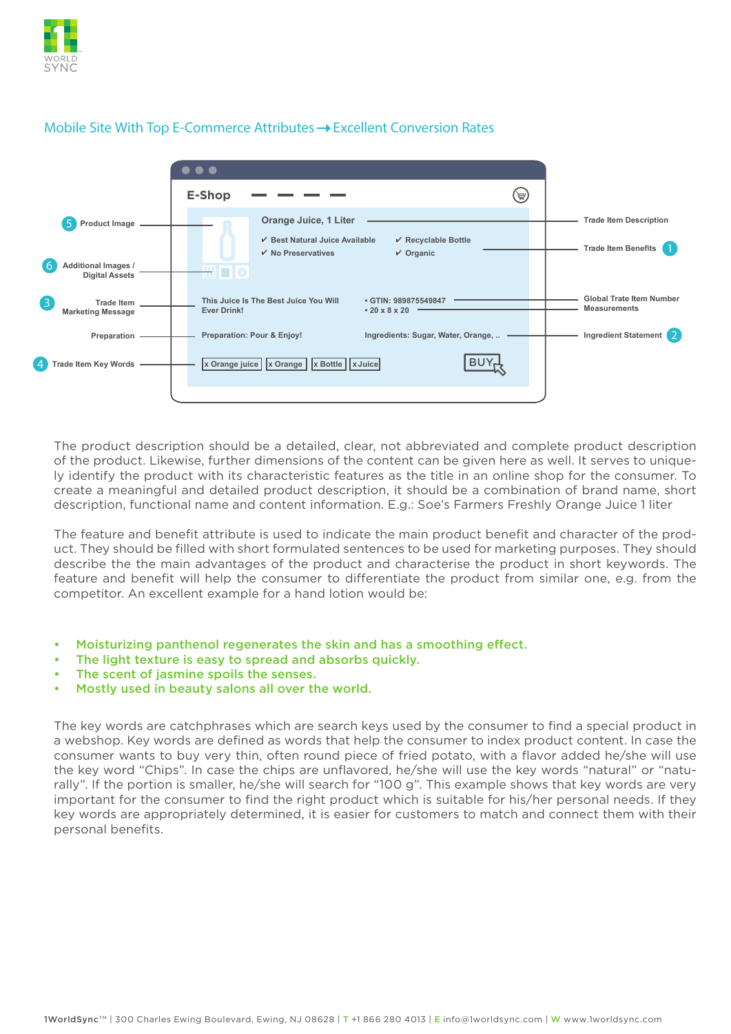## Mobile Site With Top E-Commerce Attributes → Excellent Conversion Rates

E-Shop

5 Product Image

6 Additional Images / Digital Assets

3 Trade Item Marketing Message

Preparation

4 Trade Item Key Words

Orange Juice, 1 Liter

✔ Best Natural Juice Available ✔ Recyclable Bottle
✔ No Preservatives ✔ Organic

This Juice Is The Best Juice You Will Ever Drink!

• GTIN: 989875549847
• 20 x 8 x 20

Preparation: Pour & Enjoy!

Ingredients: Sugar, Water, Orange, ..

x Orange juice | x Orange | x Bottle | x Juice

BUY

Trade Item Description

Trade Item Benefits 1

Global Trate Item Number

Measurements

Ingredient Statement 2

The product description should be a detailed, clear, not abbreviated and complete product description of the product. Likewise, further dimensions of the content can be given here as well. It serves to uniquely identify the product with its characteristic features as the title in an online shop for the consumer. To create a meaningful and detailed product description, it should be a combination of brand name, short description, functional name and content information. E.g.: Soe's Farmers Freshly Orange Juice 1 liter

The feature and benefit attribute is used to indicate the main product benefit and character of the product. They should be filled with short formulated sentences to be used for marketing purposes. They should describe the the main advantages of the product and characterise the product in short keywords. The feature and benefit will help the consumer to differentiate the product from similar one, e.g. from the competitor. An excellent example for a hand lotion would be:

- Moisturizing panthenol regenerates the skin and has a smoothing effect.
- The light texture is easy to spread and absorbs quickly.
- The scent of jasmine spoils the senses.
- Mostly used in beauty salons all over the world.

The key words are catchphrases which are search keys used by the consumer to find a special product in a webshop. Key words are defined as words that help the consumer to index product content. In case the consumer wants to buy very thin, often round piece of fried potato, with a flavor added he/she will use the key word "Chips". In case the chips are unflavored, he/she will use the key words "natural" or "naturally". If the portion is smaller, he/she will search for "100 g". This example shows that key words are very important for the consumer to find the right product which is suitable for his/her personal needs. If they key words are appropriately determined, it is easier for customers to match and connect them with their personal benefits.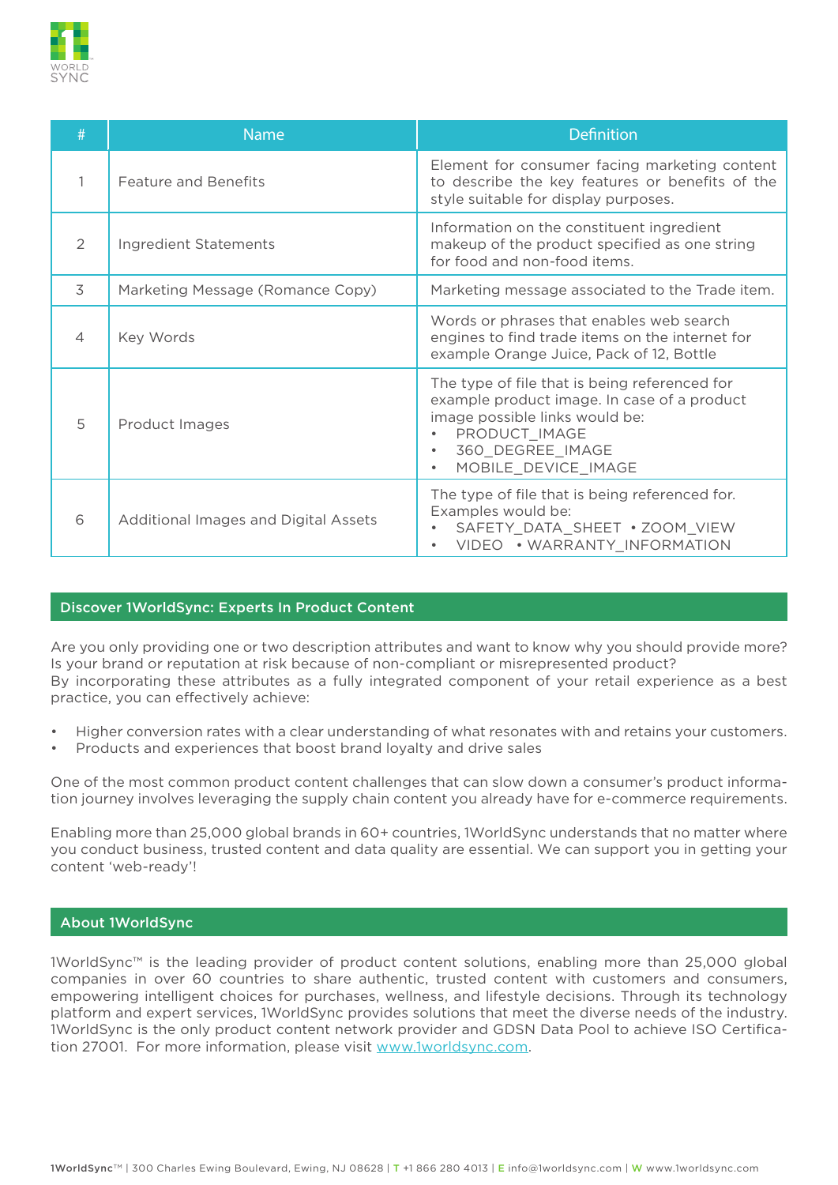| # | Name | Definition |
|---|---|---|
| 1 | Feature and Benefits | Element for consumer facing marketing content to describe the key features or benefits of the style suitable for display purposes. |
| 2 | Ingredient Statements | Information on the constituent ingredient makeup of the product specified as one string for food and non-food items. |
| 3 | Marketing Message (Romance Copy) | Marketing message associated to the Trade item. |
| 4 | Key Words | Words or phrases that enables web search engines to find trade items on the internet for example Orange Juice, Pack of 12, Bottle |
| 5 | Product Images | The type of file that is being referenced for example product image. In case of a product image possible links would be: • PRODUCT_IMAGE • 360_DEGREE_IMAGE • MOBILE_DEVICE_IMAGE |
| 6 | Additional Images and Digital Assets | The type of file that is being referenced for. Examples would be: • SAFETY_DATA_SHEET • ZOOM_VIEW • VIDEO • WARRANTY_INFORMATION |

## Discover 1WorldSync: Experts In Product Content

Are you only providing one or two description attributes and want to know why you should provide more? Is your brand or reputation at risk because of non-compliant or misrepresented product?
By incorporating these attributes as a fully integrated component of your retail experience as a best practice, you can effectively achieve:

- Higher conversion rates with a clear understanding of what resonates with and retains your customers.
- Products and experiences that boost brand loyalty and drive sales

One of the most common product content challenges that can slow down a consumer's product information journey involves leveraging the supply chain content you already have for e-commerce requirements.

Enabling more than 25,000 global brands in 60+ countries, 1WorldSync understands that no matter where you conduct business, trusted content and data quality are essential. We can support you in getting your content 'web-ready'!

## About 1WorldSync

1WorldSync™ is the leading provider of product content solutions, enabling more than 25,000 global companies in over 60 countries to share authentic, trusted content with customers and consumers, empowering intelligent choices for purchases, wellness, and lifestyle decisions. Through its technology platform and expert services, 1WorldSync provides solutions that meet the diverse needs of the industry. 1WorldSync is the only product content network provider and GDSN Data Pool to achieve ISO Certification 27001. For more information, please visit www.1worldsync.com.

**1WorldSync**™ | 300 Charles Ewing Boulevard, Ewing, NJ 08628 | T +1 866 280 4013 | E info@1worldsync.com | W www.1worldsync.com